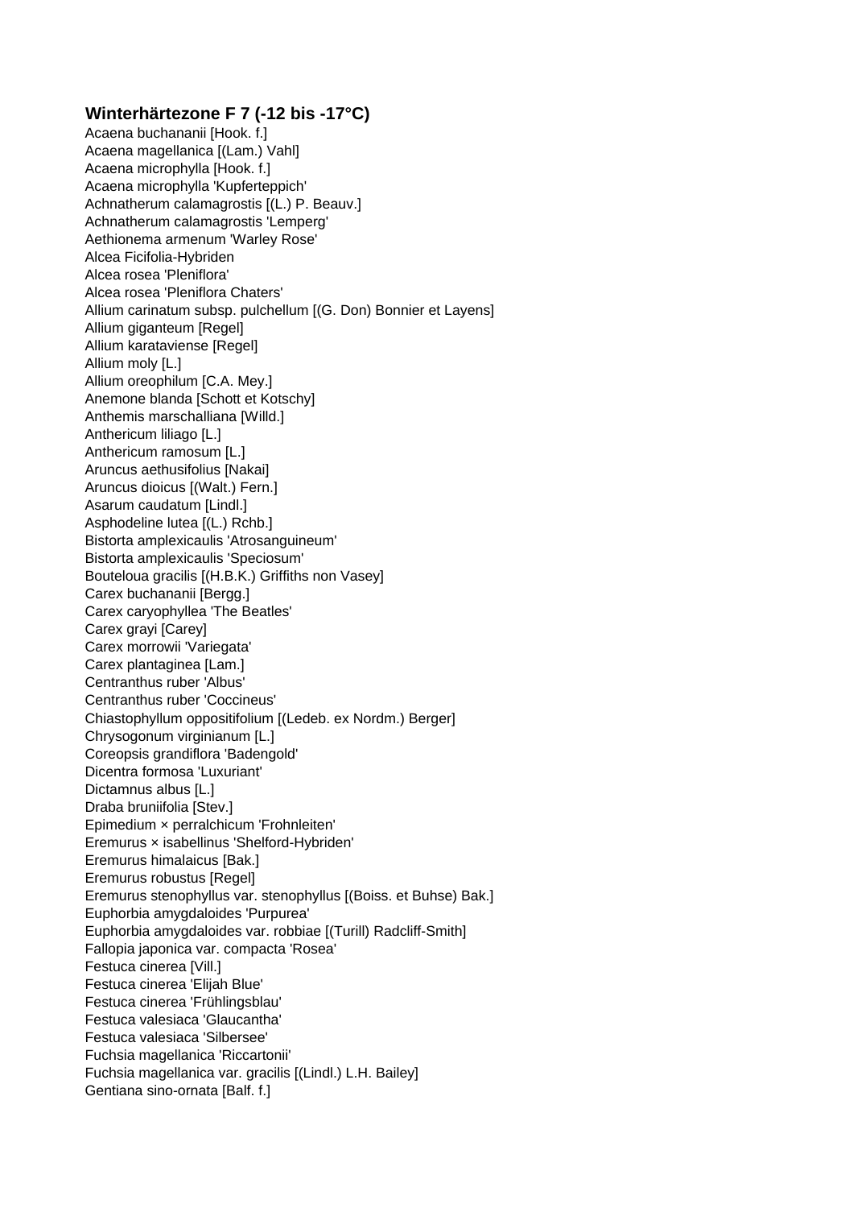### Winterhärtezone F 7 (-12 bis -17°C)

Acaena buchananii [Hook. f.]
Acaena magellanica [(Lam.) Vahl]
Acaena microphylla [Hook. f.]
Acaena microphylla 'Kupferteppich'
Achnatherum calamagrostis [(L.) P. Beauv.]
Achnatherum calamagrostis 'Lemperg'
Aethionema armenum 'Warley Rose'
Alcea Ficifolia-Hybriden
Alcea rosea 'Pleniflora'
Alcea rosea 'Pleniflora Chaters'
Allium carinatum subsp. pulchellum [(G. Don) Bonnier et Layens]
Allium giganteum [Regel]
Allium karataviense [Regel]
Allium moly [L.]
Allium oreophilum [C.A. Mey.]
Anemone blanda [Schott et Kotschy]
Anthemis marschalliana [Willd.]
Anthericum liliago [L.]
Anthericum ramosum [L.]
Aruncus aethusifolius [Nakai]
Aruncus dioicus [(Walt.) Fern.]
Asarum caudatum [Lindl.]
Asphodeline lutea [(L.) Rchb.]
Bistorta amplexicaulis 'Atrosanguineum'
Bistorta amplexicaulis 'Speciosum'
Bouteloua gracilis [(H.B.K.) Griffiths non Vasey]
Carex buchananii [Bergg.]
Carex caryophyllea 'The Beatles'
Carex grayi [Carey]
Carex morrowii 'Variegata'
Carex plantaginea [Lam.]
Centranthus ruber 'Albus'
Centranthus ruber 'Coccineus'
Chiastophyllum oppositifolium [(Ledeb. ex Nordm.) Berger]
Chrysogonum virginianum [L.]
Coreopsis grandiflora 'Badengold'
Dicentra formosa 'Luxuriant'
Dictamnus albus [L.]
Draba bruniifolia [Stev.]
Epimedium × perralchicum 'Frohnleiten'
Eremurus × isabellinus 'Shelford-Hybriden'
Eremurus himalaicus [Bak.]
Eremurus robustus [Regel]
Eremurus stenophyllus var. stenophyllus [(Boiss. et Buhse) Bak.]
Euphorbia amygdaloides 'Purpurea'
Euphorbia amygdaloides var. robbiae [(Turill) Radcliff-Smith]
Fallopia japonica var. compacta 'Rosea'
Festuca cinerea [Vill.]
Festuca cinerea 'Elijah Blue'
Festuca cinerea 'Frühlingsblau'
Festuca valesiaca 'Glaucantha'
Festuca valesiaca 'Silbersee'
Fuchsia magellanica 'Riccartonii'
Fuchsia magellanica var. gracilis [(Lindl.) L.H. Bailey]
Gentiana sino-ornata [Balf. f.]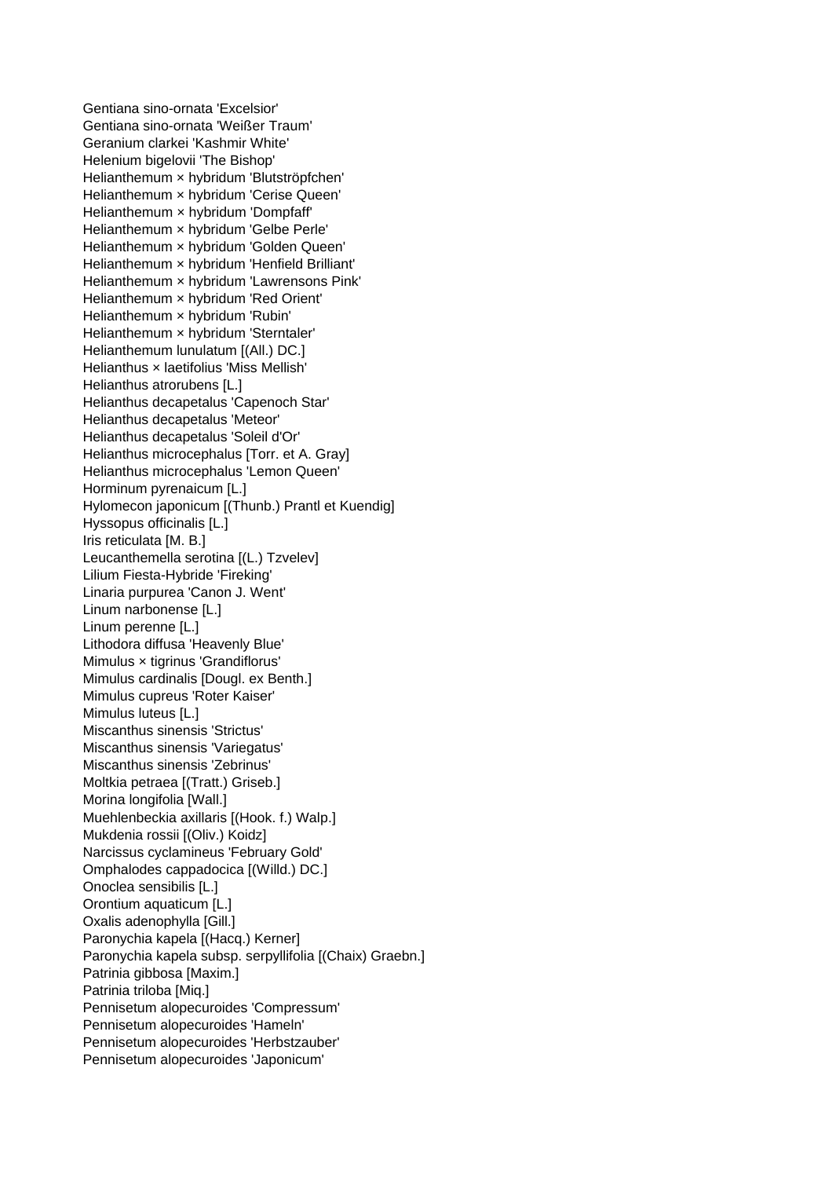Gentiana sino-ornata 'Excelsior'
Gentiana sino-ornata 'Weißer Traum'
Geranium clarkei 'Kashmir White'
Helenium bigelovii 'The Bishop'
Helianthemum × hybridum 'Blutströpfchen'
Helianthemum × hybridum 'Cerise Queen'
Helianthemum × hybridum 'Dompfaff'
Helianthemum × hybridum 'Gelbe Perle'
Helianthemum × hybridum 'Golden Queen'
Helianthemum × hybridum 'Henfield Brilliant'
Helianthemum × hybridum 'Lawrensons Pink'
Helianthemum × hybridum 'Red Orient'
Helianthemum × hybridum 'Rubin'
Helianthemum × hybridum 'Sterntaler'
Helianthemum lunulatum [(All.) DC.]
Helianthus × laetifolius 'Miss Mellish'
Helianthus atrorubens [L.]
Helianthus decapetalus 'Capenoch Star'
Helianthus decapetalus 'Meteor'
Helianthus decapetalus 'Soleil d'Or'
Helianthus microcephalus [Torr. et A. Gray]
Helianthus microcephalus 'Lemon Queen'
Horminum pyrenaicum [L.]
Hylomecon japonicum [(Thunb.) Prantl et Kuendig]
Hyssopus officinalis [L.]
Iris reticulata [M. B.]
Leucanthemella serotina [(L.) Tzvelev]
Lilium Fiesta-Hybride 'Fireking'
Linaria purpurea 'Canon J. Went'
Linum narbonense [L.]
Linum perenne [L.]
Lithodora diffusa 'Heavenly Blue'
Mimulus × tigrinus 'Grandiflorus'
Mimulus cardinalis [Dougl. ex Benth.]
Mimulus cupreus 'Roter Kaiser'
Mimulus luteus [L.]
Miscanthus sinensis 'Strictus'
Miscanthus sinensis 'Variegatus'
Miscanthus sinensis 'Zebrinus'
Moltkia petraea [(Tratt.) Griseb.]
Morina longifolia [Wall.]
Muehlenbeckia axillaris [(Hook. f.) Walp.]
Mukdenia rossii [(Oliv.) Koidz]
Narcissus cyclamineus 'February Gold'
Omphalodes cappadocica [(Willd.) DC.]
Onoclea sensibilis [L.]
Orontium aquaticum [L.]
Oxalis adenophylla [Gill.]
Paronychia kapela [(Hacq.) Kerner]
Paronychia kapela subsp. serpyllifolia [(Chaix) Graebn.]
Patrinia gibbosa [Maxim.]
Patrinia triloba [Miq.]
Pennisetum alopecuroides 'Compressum'
Pennisetum alopecuroides 'Hameln'
Pennisetum alopecuroides 'Herbstzauber'
Pennisetum alopecuroides 'Japonicum'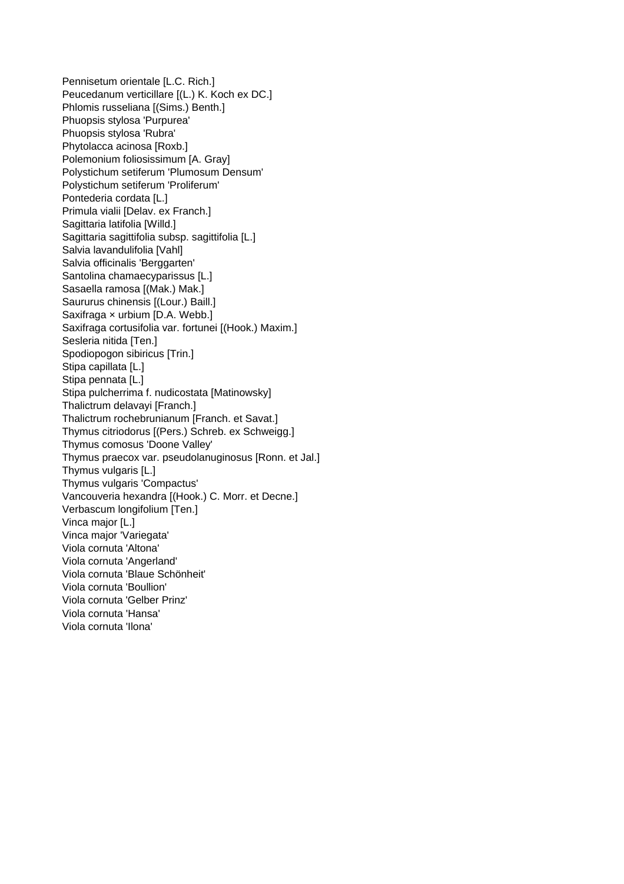Pennisetum orientale [L.C. Rich.]
Peucedanum verticillare [(L.) K. Koch ex DC.]
Phlomis russeliana [(Sims.) Benth.]
Phuopsis stylosa 'Purpurea'
Phuopsis stylosa 'Rubra'
Phytolacca acinosa [Roxb.]
Polemonium foliosissimum [A. Gray]
Polystichum setiferum 'Plumosum Densum'
Polystichum setiferum 'Proliferum'
Pontederia cordata [L.]
Primula vialii [Delav. ex Franch.]
Sagittaria latifolia [Willd.]
Sagittaria sagittifolia subsp. sagittifolia [L.]
Salvia lavandulifolia [Vahl]
Salvia officinalis 'Berggarten'
Santolina chamaecyparissus [L.]
Sasaella ramosa [(Mak.) Mak.]
Saururus chinensis [(Lour.) Baill.]
Saxifraga × urbium [D.A. Webb.]
Saxifraga cortusifolia var. fortunei [(Hook.) Maxim.]
Sesleria nitida [Ten.]
Spodiopogon sibiricus [Trin.]
Stipa capillata [L.]
Stipa pennata [L.]
Stipa pulcherrima f. nudicostata [Matinowsky]
Thalictrum delavayi [Franch.]
Thalictrum rochebrunianum [Franch. et Savat.]
Thymus citriodorus [(Pers.) Schreb. ex Schweigg.]
Thymus comosus 'Doone Valley'
Thymus praecox var. pseudolanuginosus [Ronn. et Jal.]
Thymus vulgaris [L.]
Thymus vulgaris 'Compactus'
Vancouveria hexandra [(Hook.) C. Morr. et Decne.]
Verbascum longifolium [Ten.]
Vinca major [L.]
Vinca major 'Variegata'
Viola cornuta 'Altona'
Viola cornuta 'Angerland'
Viola cornuta 'Blaue Schönheit'
Viola cornuta 'Boullion'
Viola cornuta 'Gelber Prinz'
Viola cornuta 'Hansa'
Viola cornuta 'Ilona'